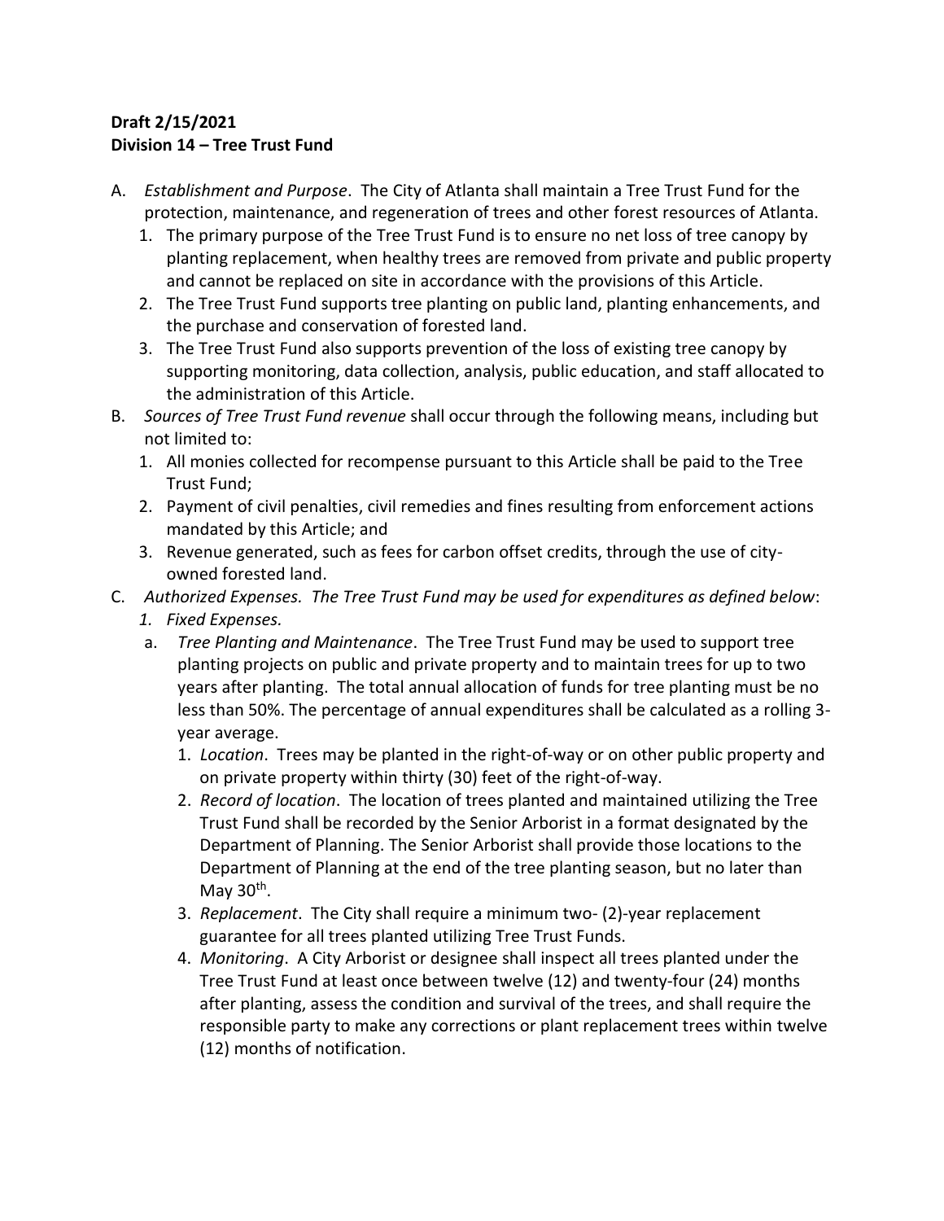**Draft 2/15/2021**
**Division 14 – Tree Trust Fund**

A. *Establishment and Purpose*. The City of Atlanta shall maintain a Tree Trust Fund for the protection, maintenance, and regeneration of trees and other forest resources of Atlanta.
   1. The primary purpose of the Tree Trust Fund is to ensure no net loss of tree canopy by planting replacement, when healthy trees are removed from private and public property and cannot be replaced on site in accordance with the provisions of this Article.
   2. The Tree Trust Fund supports tree planting on public land, planting enhancements, and the purchase and conservation of forested land.
   3. The Tree Trust Fund also supports prevention of the loss of existing tree canopy by supporting monitoring, data collection, analysis, public education, and staff allocated to the administration of this Article.
B. *Sources of Tree Trust Fund revenue* shall occur through the following means, including but not limited to:
   1. All monies collected for recompense pursuant to this Article shall be paid to the Tree Trust Fund;
   2. Payment of civil penalties, civil remedies and fines resulting from enforcement actions mandated by this Article; and
   3. Revenue generated, such as fees for carbon offset credits, through the use of city-owned forested land.
C. *Authorized Expenses. The Tree Trust Fund may be used for expenditures as defined below*:
   1. *Fixed Expenses.*
   a. *Tree Planting and Maintenance*. The Tree Trust Fund may be used to support tree planting projects on public and private property and to maintain trees for up to two years after planting. The total annual allocation of funds for tree planting must be no less than 50%. The percentage of annual expenditures shall be calculated as a rolling 3-year average.
      1. *Location*. Trees may be planted in the right-of-way or on other public property and on private property within thirty (30) feet of the right-of-way.
      2. *Record of location*. The location of trees planted and maintained utilizing the Tree Trust Fund shall be recorded by the Senior Arborist in a format designated by the Department of Planning. The Senior Arborist shall provide those locations to the Department of Planning at the end of the tree planting season, but no later than May 30th.
      3. *Replacement*. The City shall require a minimum two- (2)-year replacement guarantee for all trees planted utilizing Tree Trust Funds.
      4. *Monitoring*. A City Arborist or designee shall inspect all trees planted under the Tree Trust Fund at least once between twelve (12) and twenty-four (24) months after planting, assess the condition and survival of the trees, and shall require the responsible party to make any corrections or plant replacement trees within twelve (12) months of notification.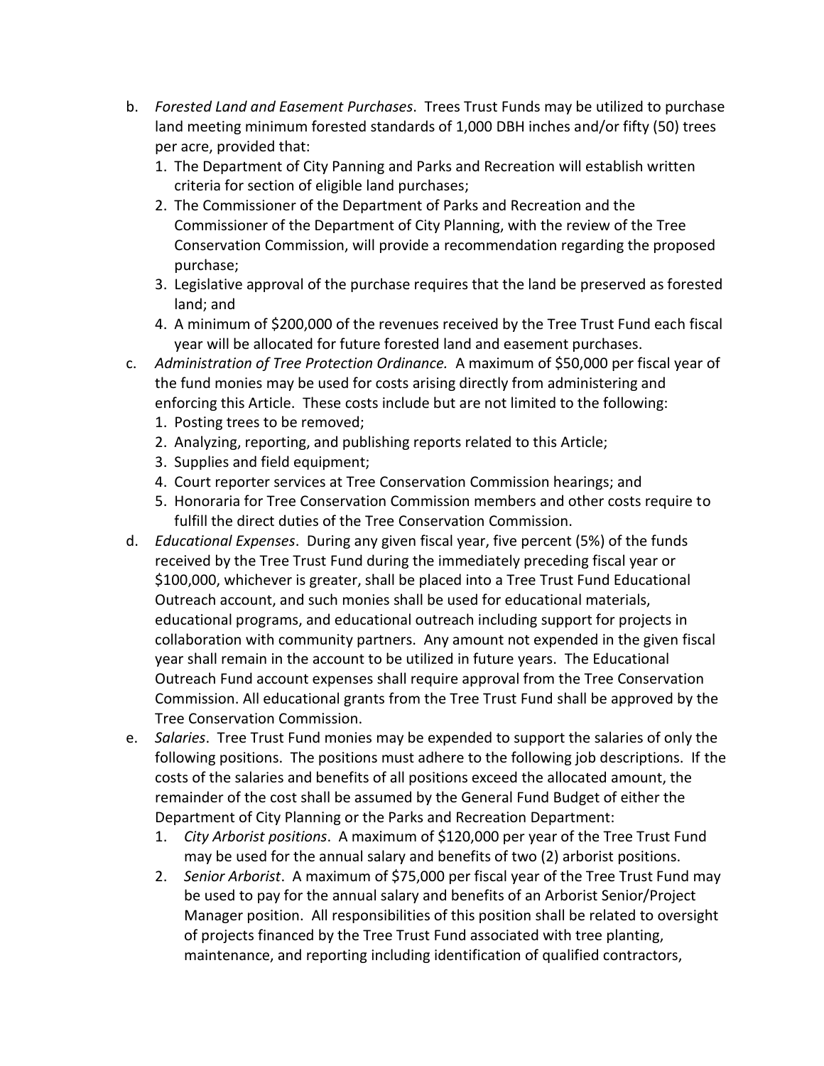b. *Forested Land and Easement Purchases*. Trees Trust Funds may be utilized to purchase land meeting minimum forested standards of 1,000 DBH inches and/or fifty (50) trees per acre, provided that:
   1. The Department of City Panning and Parks and Recreation will establish written criteria for section of eligible land purchases;
   2. The Commissioner of the Department of Parks and Recreation and the Commissioner of the Department of City Planning, with the review of the Tree Conservation Commission, will provide a recommendation regarding the proposed purchase;
   3. Legislative approval of the purchase requires that the land be preserved as forested land; and
   4. A minimum of $200,000 of the revenues received by the Tree Trust Fund each fiscal year will be allocated for future forested land and easement purchases.

c. *Administration of Tree Protection Ordinance.* A maximum of $50,000 per fiscal year of the fund monies may be used for costs arising directly from administering and enforcing this Article. These costs include but are not limited to the following:
   1. Posting trees to be removed;
   2. Analyzing, reporting, and publishing reports related to this Article;
   3. Supplies and field equipment;
   4. Court reporter services at Tree Conservation Commission hearings; and
   5. Honoraria for Tree Conservation Commission members and other costs require to fulfill the direct duties of the Tree Conservation Commission.

d. *Educational Expenses*. During any given fiscal year, five percent (5%) of the funds received by the Tree Trust Fund during the immediately preceding fiscal year or $100,000, whichever is greater, shall be placed into a Tree Trust Fund Educational Outreach account, and such monies shall be used for educational materials, educational programs, and educational outreach including support for projects in collaboration with community partners. Any amount not expended in the given fiscal year shall remain in the account to be utilized in future years. The Educational Outreach Fund account expenses shall require approval from the Tree Conservation Commission. All educational grants from the Tree Trust Fund shall be approved by the Tree Conservation Commission.

e. *Salaries*. Tree Trust Fund monies may be expended to support the salaries of only the following positions. The positions must adhere to the following job descriptions. If the costs of the salaries and benefits of all positions exceed the allocated amount, the remainder of the cost shall be assumed by the General Fund Budget of either the Department of City Planning or the Parks and Recreation Department:
   1. *City Arborist positions*. A maximum of $120,000 per year of the Tree Trust Fund may be used for the annual salary and benefits of two (2) arborist positions.
   2. *Senior Arborist*. A maximum of $75,000 per fiscal year of the Tree Trust Fund may be used to pay for the annual salary and benefits of an Arborist Senior/Project Manager position. All responsibilities of this position shall be related to oversight of projects financed by the Tree Trust Fund associated with tree planting, maintenance, and reporting including identification of qualified contractors,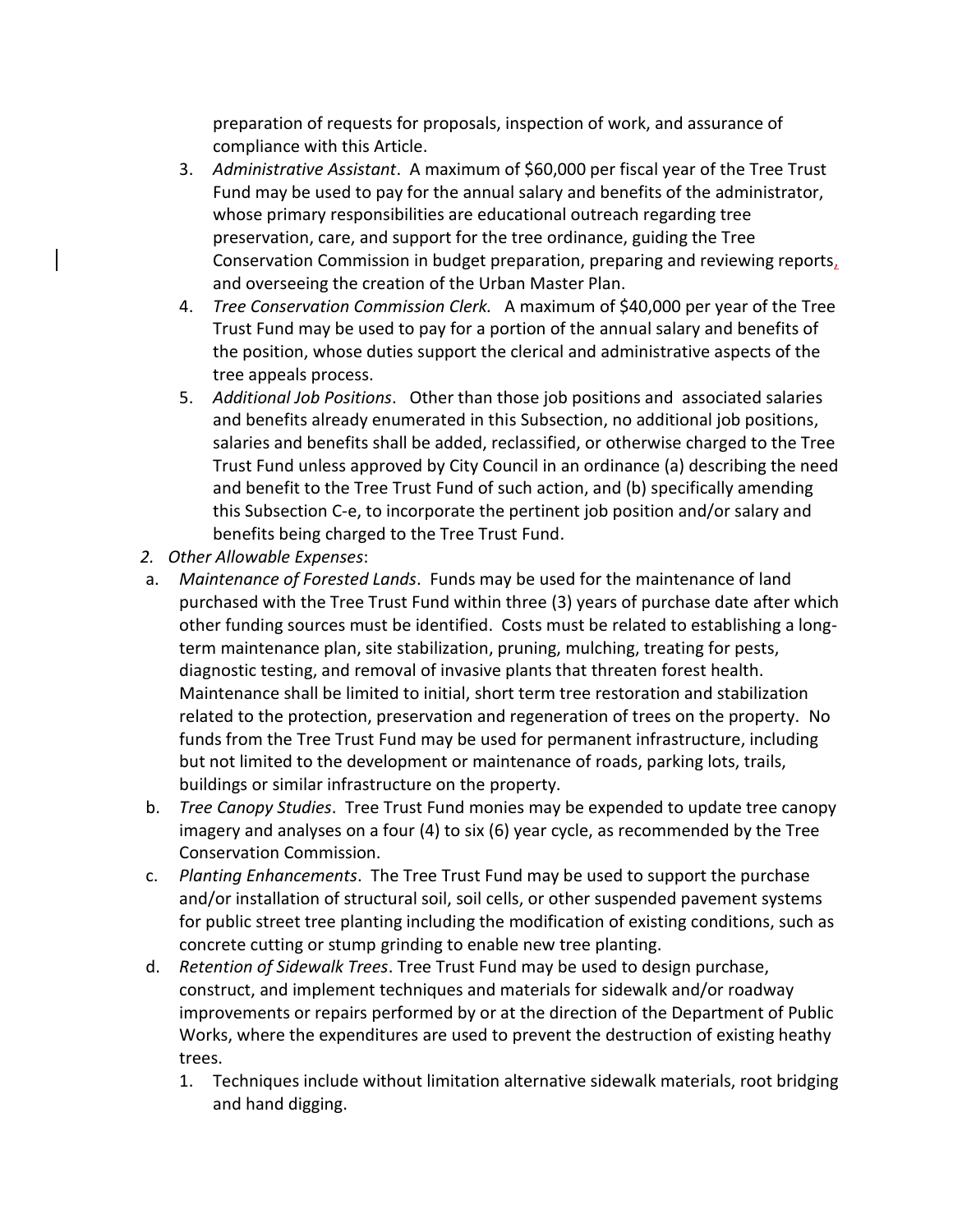preparation of requests for proposals, inspection of work, and assurance of compliance with this Article.

3. *Administrative Assistant*. A maximum of $60,000 per fiscal year of the Tree Trust Fund may be used to pay for the annual salary and benefits of the administrator, whose primary responsibilities are educational outreach regarding tree preservation, care, and support for the tree ordinance, guiding the Tree Conservation Commission in budget preparation, preparing and reviewing reports, and overseeing the creation of the Urban Master Plan.
4. *Tree Conservation Commission Clerk.* A maximum of $40,000 per year of the Tree Trust Fund may be used to pay for a portion of the annual salary and benefits of the position, whose duties support the clerical and administrative aspects of the tree appeals process.
5. *Additional Job Positions*. Other than those job positions and associated salaries and benefits already enumerated in this Subsection, no additional job positions, salaries and benefits shall be added, reclassified, or otherwise charged to the Tree Trust Fund unless approved by City Council in an ordinance (a) describing the need and benefit to the Tree Trust Fund of such action, and (b) specifically amending this Subsection C-e, to incorporate the pertinent job position and/or salary and benefits being charged to the Tree Trust Fund.

2. *Other Allowable Expenses*:

a. *Maintenance of Forested Lands*. Funds may be used for the maintenance of land purchased with the Tree Trust Fund within three (3) years of purchase date after which other funding sources must be identified. Costs must be related to establishing a long-term maintenance plan, site stabilization, pruning, mulching, treating for pests, diagnostic testing, and removal of invasive plants that threaten forest health. Maintenance shall be limited to initial, short term tree restoration and stabilization related to the protection, preservation and regeneration of trees on the property. No funds from the Tree Trust Fund may be used for permanent infrastructure, including but not limited to the development or maintenance of roads, parking lots, trails, buildings or similar infrastructure on the property.

b. *Tree Canopy Studies*. Tree Trust Fund monies may be expended to update tree canopy imagery and analyses on a four (4) to six (6) year cycle, as recommended by the Tree Conservation Commission.

c. *Planting Enhancements*. The Tree Trust Fund may be used to support the purchase and/or installation of structural soil, soil cells, or other suspended pavement systems for public street tree planting including the modification of existing conditions, such as concrete cutting or stump grinding to enable new tree planting.

d. *Retention of Sidewalk Trees*. Tree Trust Fund may be used to design purchase, construct, and implement techniques and materials for sidewalk and/or roadway improvements or repairs performed by or at the direction of the Department of Public Works, where the expenditures are used to prevent the destruction of existing heathy trees.

1. Techniques include without limitation alternative sidewalk materials, root bridging and hand digging.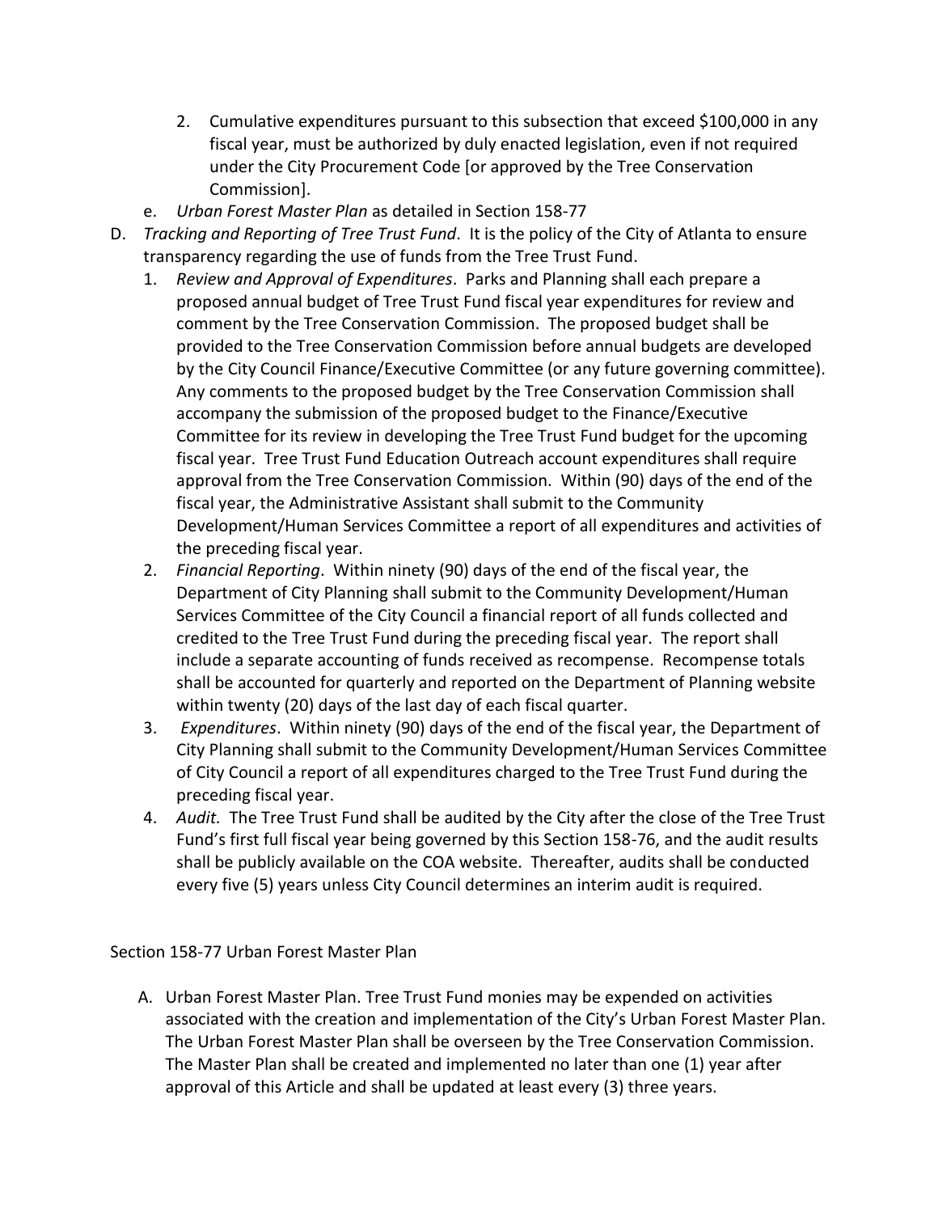2. Cumulative expenditures pursuant to this subsection that exceed $100,000 in any fiscal year, must be authorized by duly enacted legislation, even if not required under the City Procurement Code [or approved by the Tree Conservation Commission].

e. *Urban Forest Master Plan* as detailed in Section 158-77

D. *Tracking and Reporting of Tree Trust Fund*. It is the policy of the City of Atlanta to ensure transparency regarding the use of funds from the Tree Trust Fund.

1. *Review and Approval of Expenditures*. Parks and Planning shall each prepare a proposed annual budget of Tree Trust Fund fiscal year expenditures for review and comment by the Tree Conservation Commission. The proposed budget shall be provided to the Tree Conservation Commission before annual budgets are developed by the City Council Finance/Executive Committee (or any future governing committee). Any comments to the proposed budget by the Tree Conservation Commission shall accompany the submission of the proposed budget to the Finance/Executive Committee for its review in developing the Tree Trust Fund budget for the upcoming fiscal year. Tree Trust Fund Education Outreach account expenditures shall require approval from the Tree Conservation Commission. Within (90) days of the end of the fiscal year, the Administrative Assistant shall submit to the Community Development/Human Services Committee a report of all expenditures and activities of the preceding fiscal year.
2. *Financial Reporting*. Within ninety (90) days of the end of the fiscal year, the Department of City Planning shall submit to the Community Development/Human Services Committee of the City Council a financial report of all funds collected and credited to the Tree Trust Fund during the preceding fiscal year. The report shall include a separate accounting of funds received as recompense. Recompense totals shall be accounted for quarterly and reported on the Department of Planning website within twenty (20) days of the last day of each fiscal quarter.
3. *Expenditures*. Within ninety (90) days of the end of the fiscal year, the Department of City Planning shall submit to the Community Development/Human Services Committee of City Council a report of all expenditures charged to the Tree Trust Fund during the preceding fiscal year.
4. *Audit.* The Tree Trust Fund shall be audited by the City after the close of the Tree Trust Fund's first full fiscal year being governed by this Section 158-76, and the audit results shall be publicly available on the COA website. Thereafter, audits shall be conducted every five (5) years unless City Council determines an interim audit is required.

Section 158-77 Urban Forest Master Plan

A. Urban Forest Master Plan. Tree Trust Fund monies may be expended on activities associated with the creation and implementation of the City's Urban Forest Master Plan. The Urban Forest Master Plan shall be overseen by the Tree Conservation Commission. The Master Plan shall be created and implemented no later than one (1) year after approval of this Article and shall be updated at least every (3) three years.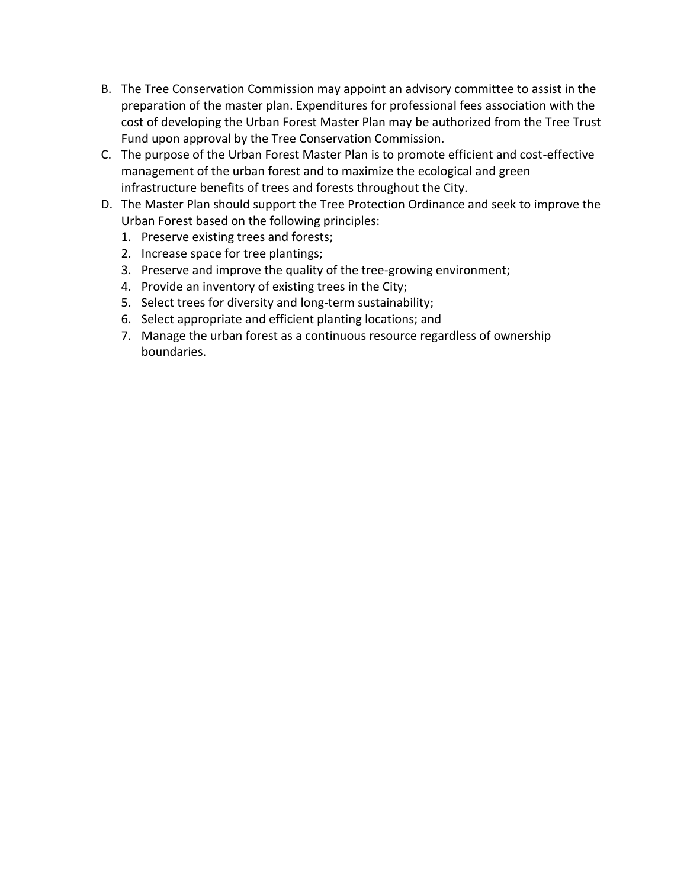B. The Tree Conservation Commission may appoint an advisory committee to assist in the preparation of the master plan. Expenditures for professional fees association with the cost of developing the Urban Forest Master Plan may be authorized from the Tree Trust Fund upon approval by the Tree Conservation Commission.

C. The purpose of the Urban Forest Master Plan is to promote efficient and cost-effective management of the urban forest and to maximize the ecological and green infrastructure benefits of trees and forests throughout the City.

D. The Master Plan should support the Tree Protection Ordinance and seek to improve the Urban Forest based on the following principles:
   1. Preserve existing trees and forests;
   2. Increase space for tree plantings;
   3. Preserve and improve the quality of the tree-growing environment;
   4. Provide an inventory of existing trees in the City;
   5. Select trees for diversity and long-term sustainability;
   6. Select appropriate and efficient planting locations; and
   7. Manage the urban forest as a continuous resource regardless of ownership boundaries.